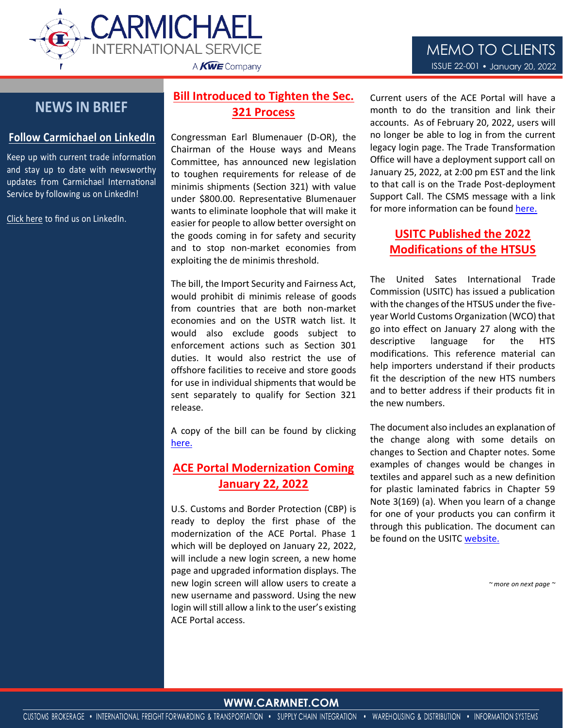# MEMO TO CLIENTS

ISSUE 22-001 • January 20, 2022

## NEWS IN BRIEF

### Follow Carmichael on LinkedIn

Keep up with current trade information and stay up to date with newsworthy updates from Carmichael International Service by following us on LinkedIn!

Click here to find us on LinkedIn.

## Bill Introduced to Tighten the Sec. 321 Process

Congressman Earl Blumenauer (D-OR), the Chairman of the House ways and Means Committee, has announced new legislation to toughen requirements for release of de minimis shipments (Section 321) with value under $800.00. Representative Blumenauer wants to eliminate loophole that will make it easier for people to allow better oversight on the goods coming in for safety and security and to stop non-market economies from exploiting the de minimis threshold.

The bill, the Import Security and Fairness Act, would prohibit di minimis release of goods from countries that are both non-market economies and on the USTR watch list. It would also exclude goods subject to enforcement actions such as Section 301 duties. It would also restrict the use of offshore facilities to receive and store goods for use in individual shipments that would be sent separately to qualify for Section 321 release.

A copy of the bill can be found by clicking here.

## ACE Portal Modernization Coming January 22, 2022

U.S. Customs and Border Protection (CBP) is ready to deploy the first phase of the modernization of the ACE Portal. Phase 1 which will be deployed on January 22, 2022, will include a new login screen, a new home page and upgraded information displays. The new login screen will allow users to create a new username and password. Using the new login will still allow a link to the user's existing ACE Portal access.

Current users of the ACE Portal will have a month to do the transition and link their accounts. As of February 20, 2022, users will no longer be able to log in from the current legacy login page. The Trade Transformation Office will have a deployment support call on January 25, 2022, at 2:00 pm EST and the link to that call is on the Trade Post-deployment Support Call. The CSMS message with a link for more information can be found here.

## USITC Published the 2022 Modifications of the HTSUS

The United Sates International Trade Commission (USITC) has issued a publication with the changes of the HTSUS under the five-year World Customs Organization (WCO) that go into effect on January 27 along with the descriptive language for the HTS modifications. This reference material can help importers understand if their products fit the description of the new HTS numbers and to better address if their products fit in the new numbers.

The document also includes an explanation of the change along with some details on changes to Section and Chapter notes. Some examples of changes would be changes in textiles and apparel such as a new definition for plastic laminated fabrics in Chapter 59 Note 3(169) (a). When you learn of a change for one of your products you can confirm it through this publication. The document can be found on the USITC website.

*~ more on next page ~*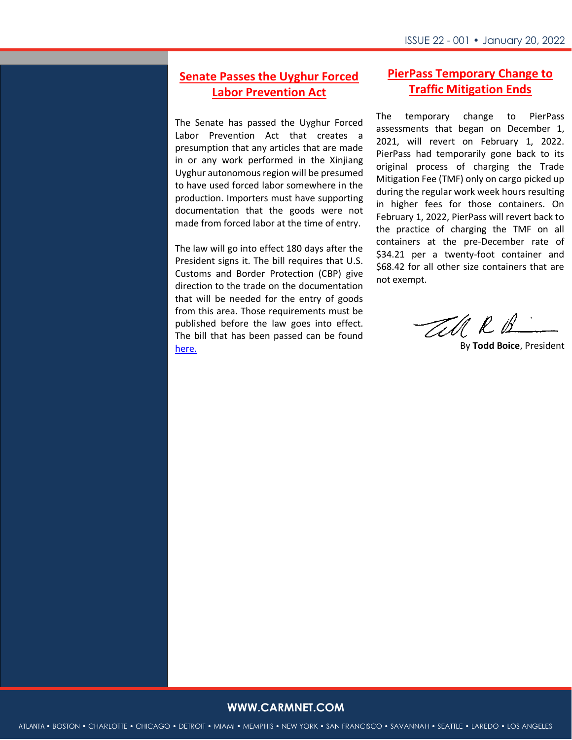## Senate Passes the Uyghur Forced Labor Prevention Act

The Senate has passed the Uyghur Forced Labor Prevention Act that creates a presumption that any articles that are made in or any work performed in the Xinjiang Uyghur autonomous region will be presumed to have used forced labor somewhere in the production. Importers must have supporting documentation that the goods were not made from forced labor at the time of entry.

The law will go into effect 180 days after the President signs it. The bill requires that U.S. Customs and Border Protection (CBP) give direction to the trade on the documentation that will be needed for the entry of goods from this area. Those requirements must be published before the law goes into effect. The bill that has been passed can be found here.

## PierPass Temporary Change to Traffic Mitigation Ends

The temporary change to PierPass assessments that began on December 1, 2021, will revert on February 1, 2022. PierPass had temporarily gone back to its original process of charging the Trade Mitigation Fee (TMF) only on cargo picked up during the regular work week hours resulting in higher fees for those containers. On February 1, 2022, PierPass will revert back to the practice of charging the TMF on all containers at the pre-December rate of $34.21 per a twenty-foot container and $68.42 for all other size containers that are not exempt.

By **Todd Boice**, President

**WWW.CARMNET.COM**

ATLANTA • BOSTON • CHARLOTTE • CHICAGO • DETROIT • MIAMI • MEMPHIS • NEW YORK • SAN FRANCISCO • SAVANNAH • SEATTLE • LAREDO • LOS ANGELES